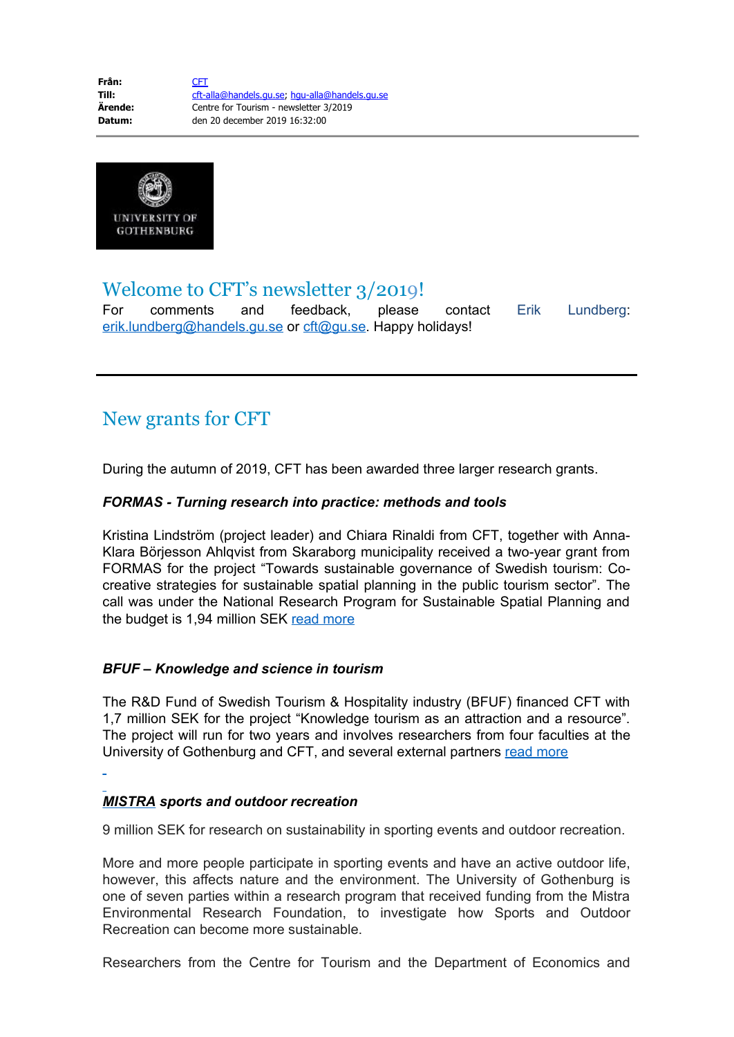| | |
|---|---|
| **Från:** | CFT |
| **Till:** | cft-alla@handels.gu.se; hgu-alla@handels.gu.se |
| **Ärende:** | Centre for Tourism - newsletter 3/2019 |
| **Datum:** | den 20 december 2019 16:32:00 |

UNIVERSITY OF GOTHENBURG

# Welcome to CFT's newsletter 3/2019!

For comments and feedback, please contact Erik Lundberg: erik.lundberg@handels.gu.se or cft@gu.se. Happy holidays!

---

# New grants for CFT

During the autumn of 2019, CFT has been awarded three larger research grants.

***FORMAS - Turning research into practice: methods and tools***

Kristina Lindström (project leader) and Chiara Rinaldi from CFT, together with Anna-Klara Börjesson Ahlqvist from Skaraborg municipality received a two-year grant from FORMAS for the project "Towards sustainable governance of Swedish tourism: Co-creative strategies for sustainable spatial planning in the public tourism sector". The call was under the National Research Program for Sustainable Spatial Planning and the budget is 1,94 million SEK read more

***BFUF – Knowledge and science in tourism***

The R&D Fund of Swedish Tourism & Hospitality industry (BFUF) financed CFT with 1,7 million SEK for the project "Knowledge tourism as an attraction and a resource". The project will run for two years and involves researchers from four faculties at the University of Gothenburg and CFT, and several external partners read more

***MISTRA sports and outdoor recreation***

9 million SEK for research on sustainability in sporting events and outdoor recreation.

More and more people participate in sporting events and have an active outdoor life, however, this affects nature and the environment. The University of Gothenburg is one of seven parties within a research program that received funding from the Mistra Environmental Research Foundation, to investigate how Sports and Outdoor Recreation can become more sustainable.

Researchers from the Centre for Tourism and the Department of Economics and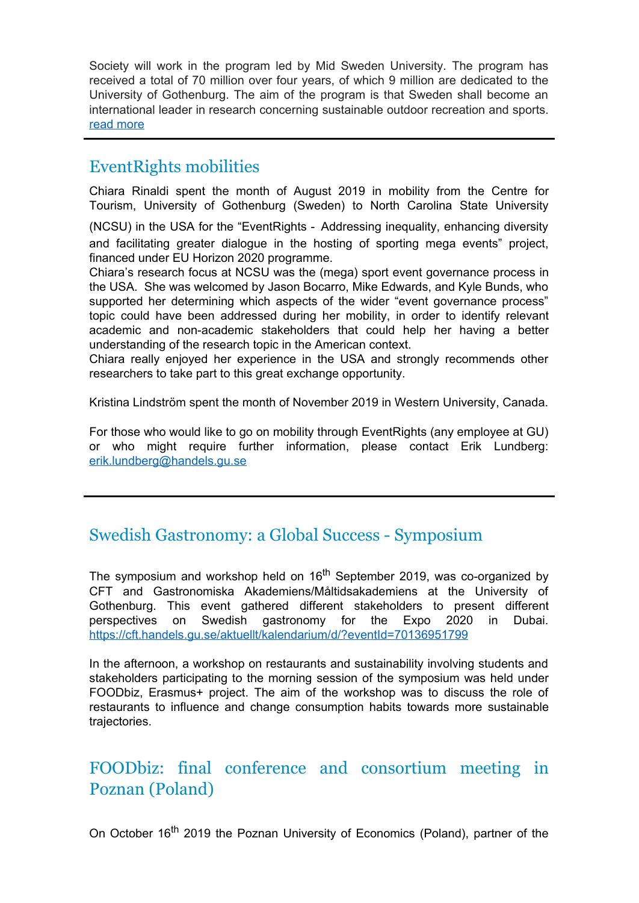Society will work in the program led by Mid Sweden University. The program has received a total of 70 million over four years, of which 9 million are dedicated to the University of Gothenburg. The aim of the program is that Sweden shall become an international leader in research concerning sustainable outdoor recreation and sports. [read more]

---

## EventRights mobilities

Chiara Rinaldi spent the month of August 2019 in mobility from the Centre for Tourism, University of Gothenburg (Sweden) to North Carolina State University (NCSU) in the USA for the "EventRights - Addressing inequality, enhancing diversity and facilitating greater dialogue in the hosting of sporting mega events" project, financed under EU Horizon 2020 programme.

Chiara's research focus at NCSU was the (mega) sport event governance process in the USA. She was welcomed by Jason Bocarro, Mike Edwards, and Kyle Bunds, who supported her determining which aspects of the wider "event governance process" topic could have been addressed during her mobility, in order to identify relevant academic and non-academic stakeholders that could help her having a better understanding of the research topic in the American context.

Chiara really enjoyed her experience in the USA and strongly recommends other researchers to take part to this great exchange opportunity.

Kristina Lindström spent the month of November 2019 in Western University, Canada.

For those who would like to go on mobility through EventRights (any employee at GU) or who might require further information, please contact Erik Lundberg: erik.lundberg@handels.gu.se

---

## Swedish Gastronomy: a Global Success - Symposium

The symposium and workshop held on 16th September 2019, was co-organized by CFT and Gastronomiska Akademiens/Måltidsakademiens at the University of Gothenburg. This event gathered different stakeholders to present different perspectives on Swedish gastronomy for the Expo 2020 in Dubai. https://cft.handels.gu.se/aktuellt/kalendarium/d/?eventId=70136951799

In the afternoon, a workshop on restaurants and sustainability involving students and stakeholders participating to the morning session of the symposium was held under FOODbiz, Erasmus+ project. The aim of the workshop was to discuss the role of restaurants to influence and change consumption habits towards more sustainable trajectories.

## FOODbiz: final conference and consortium meeting in Poznan (Poland)

On October 16th 2019 the Poznan University of Economics (Poland), partner of the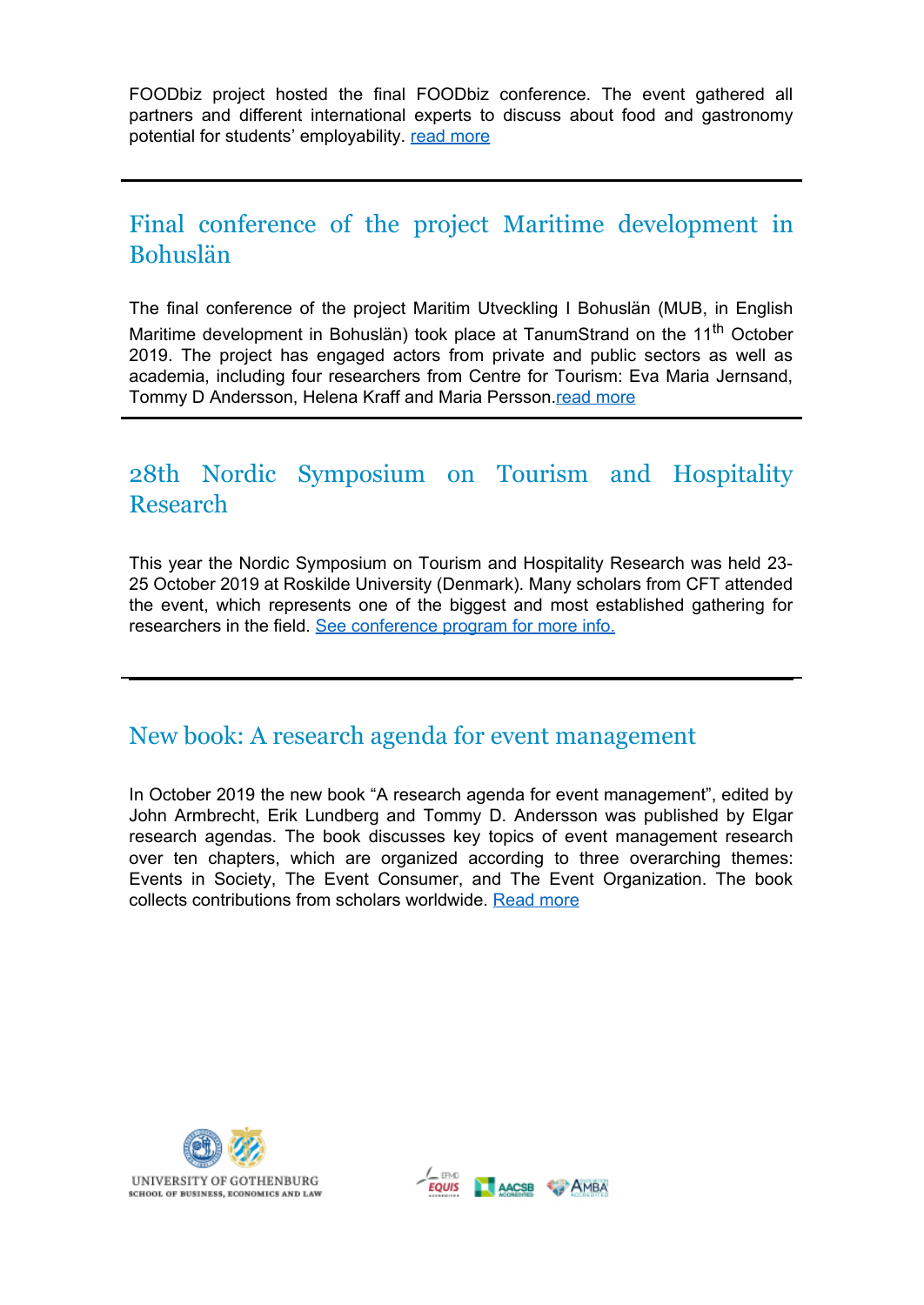FOODbiz project hosted the final FOODbiz conference. The event gathered all partners and different international experts to discuss about food and gastronomy potential for students' employability. read more

---

## Final conference of the project Maritime development in Bohuslän

The final conference of the project Maritim Utveckling I Bohuslän (MUB, in English Maritime development in Bohuslän) took place at TanumStrand on the 11$^{th}$ October 2019. The project has engaged actors from private and public sectors as well as academia, including four researchers from Centre for Tourism: Eva Maria Jernsand, Tommy D Andersson, Helena Kraff and Maria Persson.read more

---

## 28th Nordic Symposium on Tourism and Hospitality Research

This year the Nordic Symposium on Tourism and Hospitality Research was held 23-25 October 2019 at Roskilde University (Denmark). Many scholars from CFT attended the event, which represents one of the biggest and most established gathering for researchers in the field. See conference program for more info.

---

## New book: A research agenda for event management

In October 2019 the new book "A research agenda for event management", edited by John Armbrecht, Erik Lundberg and Tommy D. Andersson was published by Elgar research agendas. The book discusses key topics of event management research over ten chapters, which are organized according to three overarching themes: Events in Society, The Event Consumer, and The Event Organization. The book collects contributions from scholars worldwide. Read more

UNIVERSITY OF GOTHENBURG
SCHOOL OF BUSINESS, ECONOMICS AND LAW

EFMD EQUIS ACCREDITED AACSB ACCREDITED AMBA ACCREDITED